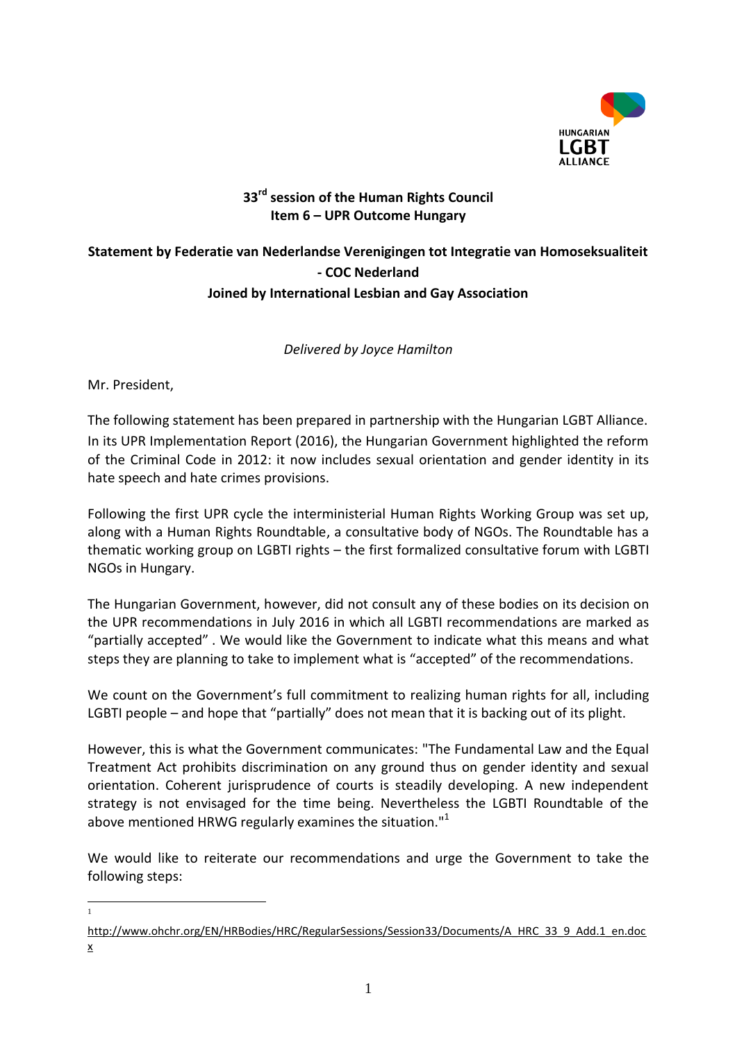HUNGARIAN LGBT ALLIANCE

**33rd session of the Human Rights Council**
**Item 6 – UPR Outcome Hungary**

**Statement by Federatie van Nederlandse Verenigingen tot Integratie van Homoseksualiteit - COC Nederland**
**Joined by International Lesbian and Gay Association**

*Delivered by Joyce Hamilton*

Mr. President,

The following statement has been prepared in partnership with the Hungarian LGBT Alliance. In its UPR Implementation Report (2016), the Hungarian Government highlighted the reform of the Criminal Code in 2012: it now includes sexual orientation and gender identity in its hate speech and hate crimes provisions.

Following the first UPR cycle the interministerial Human Rights Working Group was set up, along with a Human Rights Roundtable, a consultative body of NGOs. The Roundtable has a thematic working group on LGBTI rights – the first formalized consultative forum with LGBTI NGOs in Hungary.

The Hungarian Government, however, did not consult any of these bodies on its decision on the UPR recommendations in July 2016 in which all LGBTI recommendations are marked as "partially accepted" . We would like the Government to indicate what this means and what steps they are planning to take to implement what is "accepted" of the recommendations.

We count on the Government's full commitment to realizing human rights for all, including LGBTI people – and hope that "partially" does not mean that it is backing out of its plight.

However, this is what the Government communicates: "The Fundamental Law and the Equal Treatment Act prohibits discrimination on any ground thus on gender identity and sexual orientation. Coherent jurisprudence of courts is steadily developing. A new independent strategy is not envisaged for the time being. Nevertheless the LGBTI Roundtable of the above mentioned HRWG regularly examines the situation."[1]

We would like to reiterate our recommendations and urge the Government to take the following steps:

---

[1] http://www.ohchr.org/EN/HRBodies/HRC/RegularSessions/Session33/Documents/A_HRC_33_9_Add.1_en.docx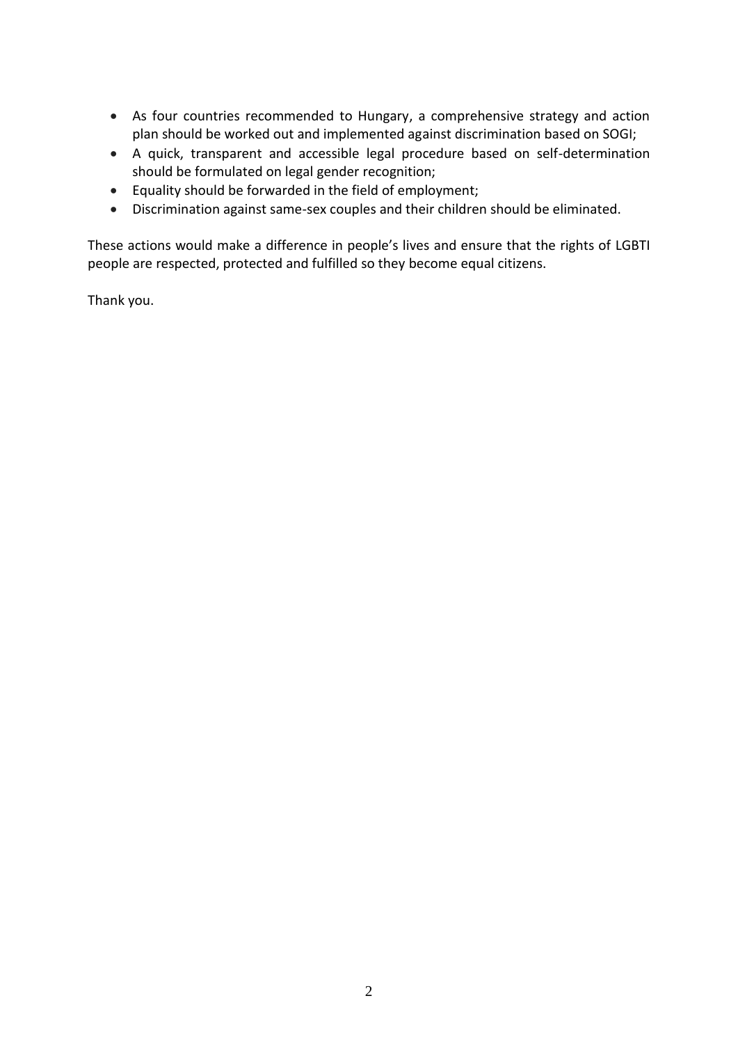- As four countries recommended to Hungary, a comprehensive strategy and action plan should be worked out and implemented against discrimination based on SOGI;
- A quick, transparent and accessible legal procedure based on self-determination should be formulated on legal gender recognition;
- Equality should be forwarded in the field of employment;
- Discrimination against same-sex couples and their children should be eliminated.

These actions would make a difference in people's lives and ensure that the rights of LGBTI people are respected, protected and fulfilled so they become equal citizens.

Thank you.